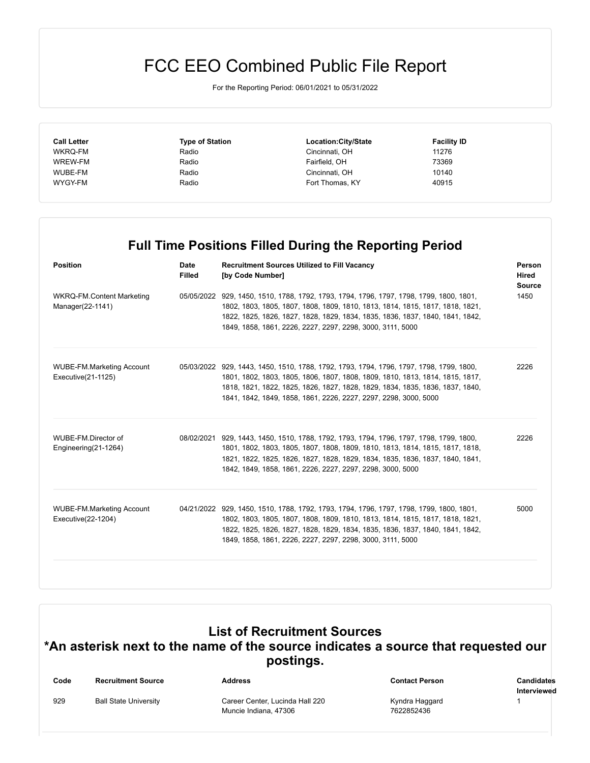# FCC EEO Combined Public File Report

For the Reporting Period: 06/01/2021 to 05/31/2022

| Call Letter | Type of Station | Location:City/State | Facility ID |
|---|---|---|---|
| WKRQ-FM | Radio | Cincinnati, OH | 11276 |
| WREW-FM | Radio | Fairfield, OH | 73369 |
| WUBE-FM | Radio | Cincinnati, OH | 10140 |
| WYGY-FM | Radio | Fort Thomas, KY | 40915 |

## Full Time Positions Filled During the Reporting Period

| Position | Date Filled | Recruitment Sources Utilized to Fill Vacancy [by Code Number] | Person Hired Source |
|---|---|---|---|
| WKRQ-FM.Content Marketing Manager(22-1141) | 05/05/2022 | 929, 1450, 1510, 1788, 1792, 1793, 1794, 1796, 1797, 1798, 1799, 1800, 1801, 1802, 1803, 1805, 1807, 1808, 1809, 1810, 1813, 1814, 1815, 1817, 1818, 1821, 1822, 1825, 1826, 1827, 1828, 1829, 1834, 1835, 1836, 1837, 1840, 1841, 1842, 1849, 1858, 1861, 2226, 2227, 2297, 2298, 3000, 3111, 5000 | 1450 |
| WUBE-FM.Marketing Account Executive(21-1125) | 05/03/2022 | 929, 1443, 1450, 1510, 1788, 1792, 1793, 1794, 1796, 1797, 1798, 1799, 1800, 1801, 1802, 1803, 1805, 1806, 1807, 1808, 1809, 1810, 1813, 1814, 1815, 1817, 1818, 1821, 1822, 1825, 1826, 1827, 1828, 1829, 1834, 1835, 1836, 1837, 1840, 1841, 1842, 1849, 1858, 1861, 2226, 2227, 2297, 2298, 3000, 5000 | 2226 |
| WUBE-FM.Director of Engineering(21-1264) | 08/02/2021 | 929, 1443, 1450, 1510, 1788, 1792, 1793, 1794, 1796, 1797, 1798, 1799, 1800, 1801, 1802, 1803, 1805, 1807, 1808, 1809, 1810, 1813, 1814, 1815, 1817, 1818, 1821, 1822, 1825, 1826, 1827, 1828, 1829, 1834, 1835, 1836, 1837, 1840, 1841, 1842, 1849, 1858, 1861, 2226, 2227, 2297, 2298, 3000, 5000 | 2226 |
| WUBE-FM.Marketing Account Executive(22-1204) | 04/21/2022 | 929, 1450, 1510, 1788, 1792, 1793, 1794, 1796, 1797, 1798, 1799, 1800, 1801, 1802, 1803, 1805, 1807, 1808, 1809, 1810, 1813, 1814, 1815, 1817, 1818, 1821, 1822, 1825, 1826, 1827, 1828, 1829, 1834, 1835, 1836, 1837, 1840, 1841, 1842, 1849, 1858, 1861, 2226, 2227, 2297, 2298, 3000, 3111, 5000 | 5000 |

## List of Recruitment Sources
## *An asterisk next to the name of the source indicates a source that requested our postings.

| Code | Recruitment Source | Address | Contact Person | Candidates Interviewed |
|---|---|---|---|---|
| 929 | Ball State University | Career Center, Lucinda Hall 220 Muncie Indiana, 47306 | Kyndra Haggard 7622852436 | 1 |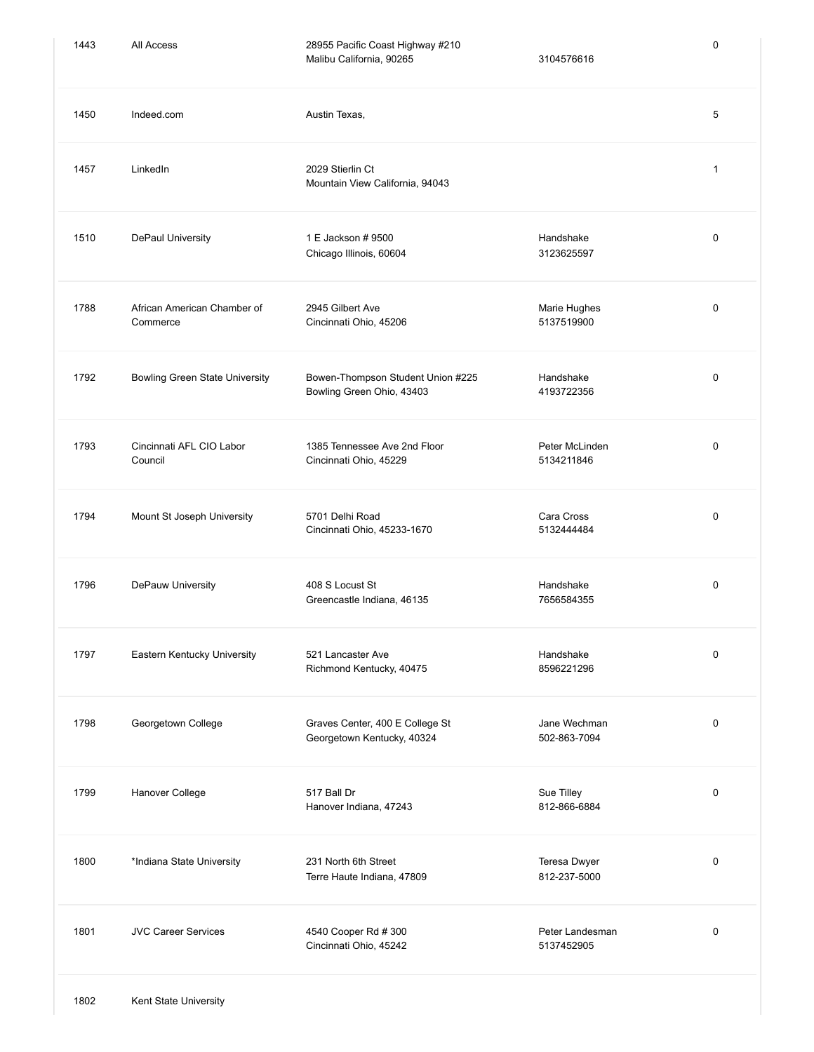| | | | | |
|---|---|---|---|---|
| 1443 | All Access | 28955 Pacific Coast Highway #210<br>Malibu California, 90265 | 3104576616 | 0 |
| 1450 | Indeed.com | Austin Texas, | | 5 |
| 1457 | LinkedIn | 2029 Stierlin Ct<br>Mountain View California, 94043 | | 1 |
| 1510 | DePaul University | 1 E Jackson # 9500<br>Chicago Illinois, 60604 | Handshake<br>3123625597 | 0 |
| 1788 | African American Chamber of Commerce | 2945 Gilbert Ave<br>Cincinnati Ohio, 45206 | Marie Hughes<br>5137519900 | 0 |
| 1792 | Bowling Green State University | Bowen-Thompson Student Union #225<br>Bowling Green Ohio, 43403 | Handshake<br>4193722356 | 0 |
| 1793 | Cincinnati AFL CIO Labor Council | 1385 Tennessee Ave 2nd Floor<br>Cincinnati Ohio, 45229 | Peter McLinden<br>5134211846 | 0 |
| 1794 | Mount St Joseph University | 5701 Delhi Road<br>Cincinnati Ohio, 45233-1670 | Cara Cross<br>5132444484 | 0 |
| 1796 | DePauw University | 408 S Locust St<br>Greencastle Indiana, 46135 | Handshake<br>7656584355 | 0 |
| 1797 | Eastern Kentucky University | 521 Lancaster Ave<br>Richmond Kentucky, 40475 | Handshake<br>8596221296 | 0 |
| 1798 | Georgetown College | Graves Center, 400 E College St<br>Georgetown Kentucky, 40324 | Jane Wechman<br>502-863-7094 | 0 |
| 1799 | Hanover College | 517 Ball Dr<br>Hanover Indiana, 47243 | Sue Tilley<br>812-866-6884 | 0 |
| 1800 | *Indiana State University | 231 North 6th Street<br>Terre Haute Indiana, 47809 | Teresa Dwyer<br>812-237-5000 | 0 |
| 1801 | JVC Career Services | 4540 Cooper Rd # 300<br>Cincinnati Ohio, 45242 | Peter Landesman<br>5137452905 | 0 |
| 1802 | Kent State University | | | |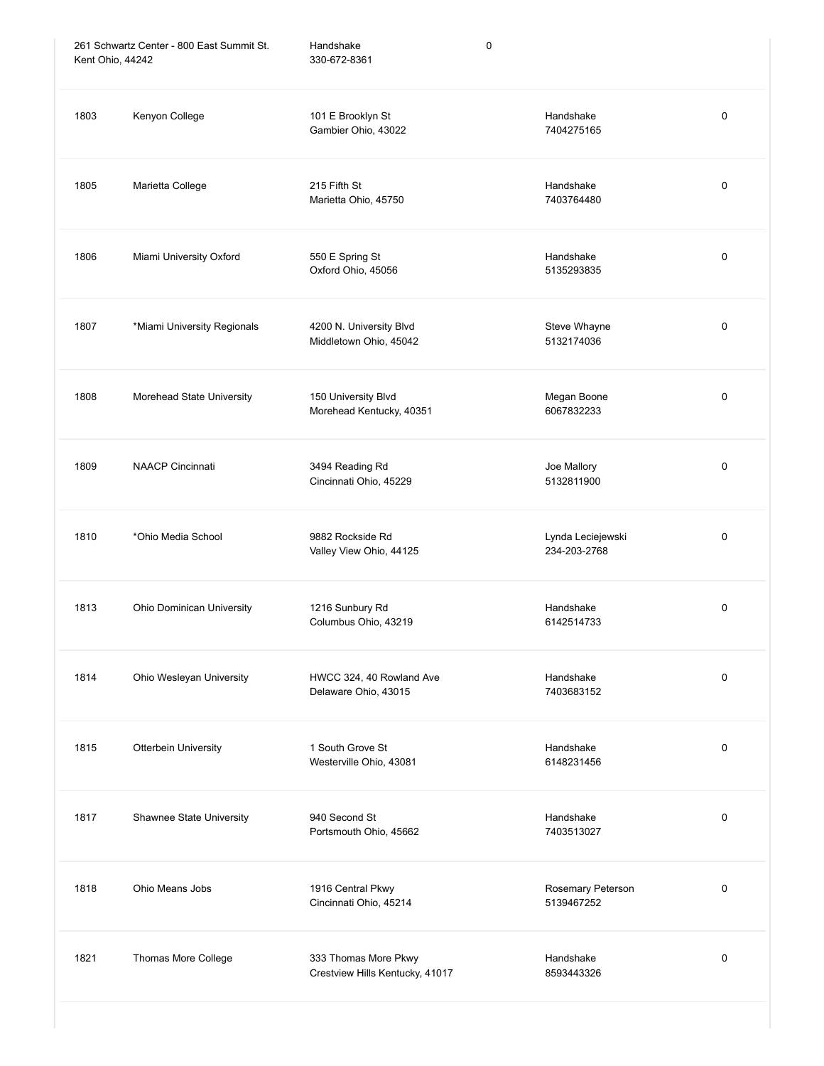| | | | | |
|---|---|---|---|---|
| | | 261 Schwartz Center - 800 East Summit St.<br>Kent Ohio, 44242 | Handshake<br>330-672-8361 | 0 |
| 1803 | Kenyon College | 101 E Brooklyn St<br>Gambier Ohio, 43022 | Handshake<br>7404275165 | 0 |
| 1805 | Marietta College | 215 Fifth St<br>Marietta Ohio, 45750 | Handshake<br>7403764480 | 0 |
| 1806 | Miami University Oxford | 550 E Spring St<br>Oxford Ohio, 45056 | Handshake<br>5135293835 | 0 |
| 1807 | *Miami University Regionals | 4200 N. University Blvd<br>Middletown Ohio, 45042 | Steve Whayne<br>5132174036 | 0 |
| 1808 | Morehead State University | 150 University Blvd<br>Morehead Kentucky, 40351 | Megan Boone<br>6067832233 | 0 |
| 1809 | NAACP Cincinnati | 3494 Reading Rd<br>Cincinnati Ohio, 45229 | Joe Mallory<br>5132811900 | 0 |
| 1810 | *Ohio Media School | 9882 Rockside Rd<br>Valley View Ohio, 44125 | Lynda Leciejewski<br>234-203-2768 | 0 |
| 1813 | Ohio Dominican University | 1216 Sunbury Rd<br>Columbus Ohio, 43219 | Handshake<br>6142514733 | 0 |
| 1814 | Ohio Wesleyan University | HWCC 324, 40 Rowland Ave<br>Delaware Ohio, 43015 | Handshake<br>7403683152 | 0 |
| 1815 | Otterbein University | 1 South Grove St<br>Westerville Ohio, 43081 | Handshake<br>6148231456 | 0 |
| 1817 | Shawnee State University | 940 Second St<br>Portsmouth Ohio, 45662 | Handshake<br>7403513027 | 0 |
| 1818 | Ohio Means Jobs | 1916 Central Pkwy<br>Cincinnati Ohio, 45214 | Rosemary Peterson<br>5139467252 | 0 |
| 1821 | Thomas More College | 333 Thomas More Pkwy<br>Crestview Hills Kentucky, 41017 | Handshake<br>8593443326 | 0 |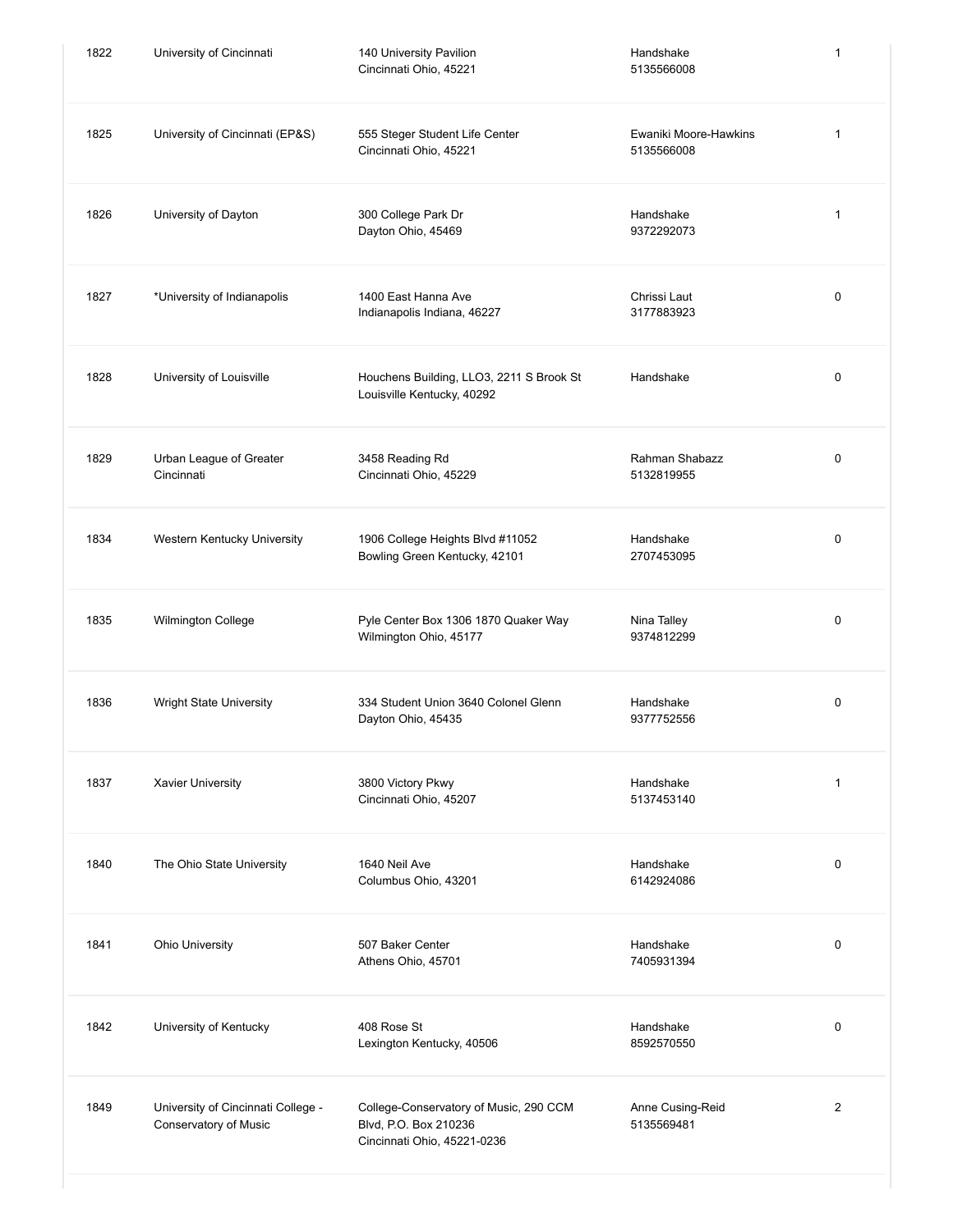| | | | | |
|---|---|---|---|---|
| 1822 | University of Cincinnati | 140 University Pavilion<br>Cincinnati Ohio, 45221 | Handshake<br>5135566008 | 1 |
| 1825 | University of Cincinnati (EP&S) | 555 Steger Student Life Center<br>Cincinnati Ohio, 45221 | Ewaniki Moore-Hawkins<br>5135566008 | 1 |
| 1826 | University of Dayton | 300 College Park Dr<br>Dayton Ohio, 45469 | Handshake<br>9372292073 | 1 |
| 1827 | *University of Indianapolis | 1400 East Hanna Ave<br>Indianapolis Indiana, 46227 | Chrissi Laut<br>3177883923 | 0 |
| 1828 | University of Louisville | Houchens Building, LLO3, 2211 S Brook St<br>Louisville Kentucky, 40292 | Handshake | 0 |
| 1829 | Urban League of Greater Cincinnati | 3458 Reading Rd<br>Cincinnati Ohio, 45229 | Rahman Shabazz<br>5132819955 | 0 |
| 1834 | Western Kentucky University | 1906 College Heights Blvd #11052<br>Bowling Green Kentucky, 42101 | Handshake<br>2707453095 | 0 |
| 1835 | Wilmington College | Pyle Center Box 1306 1870 Quaker Way<br>Wilmington Ohio, 45177 | Nina Talley<br>9374812299 | 0 |
| 1836 | Wright State University | 334 Student Union 3640 Colonel Glenn<br>Dayton Ohio, 45435 | Handshake<br>9377752556 | 0 |
| 1837 | Xavier University | 3800 Victory Pkwy<br>Cincinnati Ohio, 45207 | Handshake<br>5137453140 | 1 |
| 1840 | The Ohio State University | 1640 Neil Ave<br>Columbus Ohio, 43201 | Handshake<br>6142924086 | 0 |
| 1841 | Ohio University | 507 Baker Center<br>Athens Ohio, 45701 | Handshake<br>7405931394 | 0 |
| 1842 | University of Kentucky | 408 Rose St<br>Lexington Kentucky, 40506 | Handshake<br>8592570550 | 0 |
| 1849 | University of Cincinnati College - Conservatory of Music | College-Conservatory of Music, 290 CCM Blvd, P.O. Box 210236<br>Cincinnati Ohio, 45221-0236 | Anne Cusing-Reid<br>5135569481 | 2 |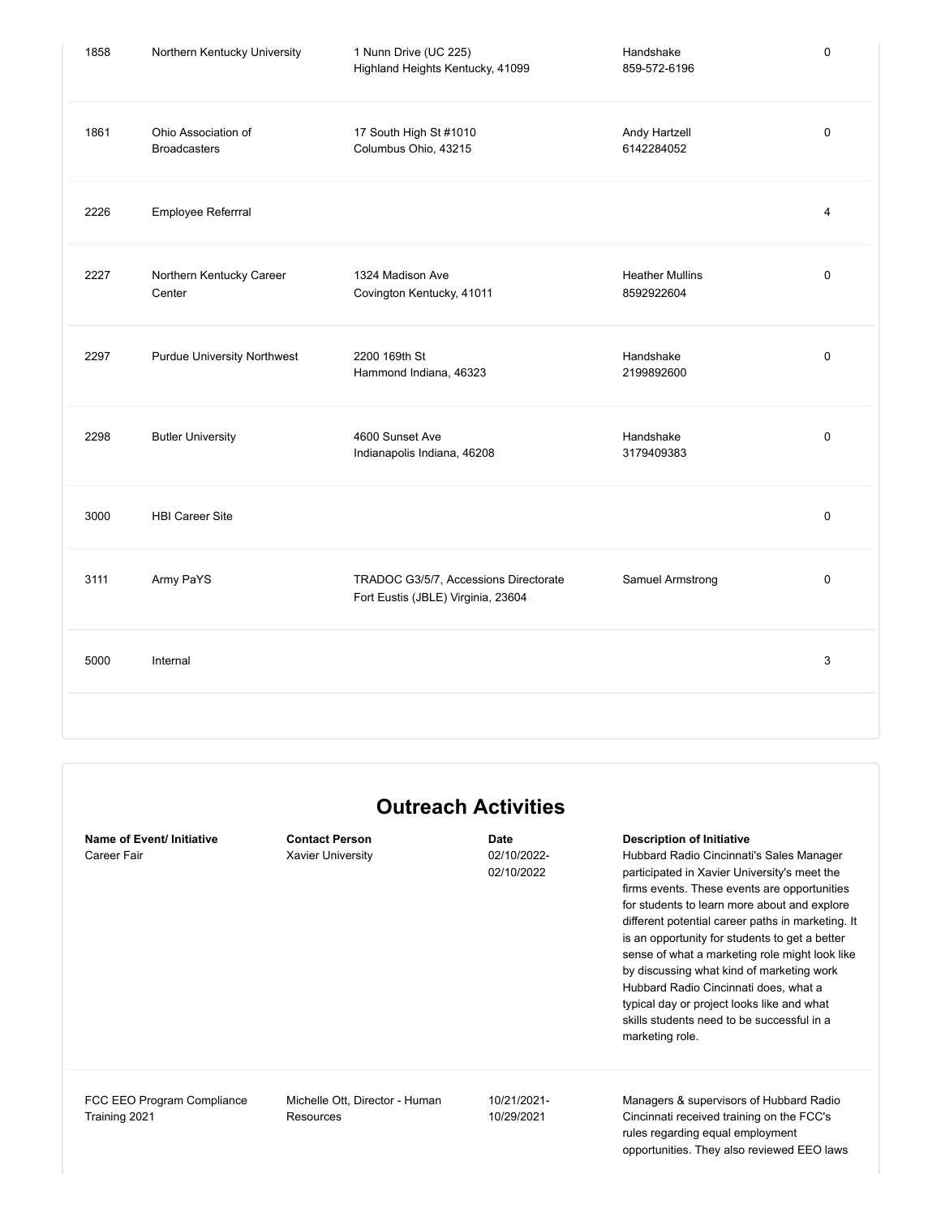| | | | | |
|---|---|---|---|---|
| 1858 | Northern Kentucky University | 1 Nunn Drive (UC 225)<br>Highland Heights Kentucky, 41099 | Handshake<br>859-572-6196 | 0 |
| 1861 | Ohio Association of Broadcasters | 17 South High St #1010<br>Columbus Ohio, 43215 | Andy Hartzell<br>6142284052 | 0 |
| 2226 | Employee Referrral | | | 4 |
| 2227 | Northern Kentucky Career Center | 1324 Madison Ave<br>Covington Kentucky, 41011 | Heather Mullins<br>8592922604 | 0 |
| 2297 | Purdue University Northwest | 2200 169th St<br>Hammond Indiana, 46323 | Handshake<br>2199892600 | 0 |
| 2298 | Butler University | 4600 Sunset Ave<br>Indianapolis Indiana, 46208 | Handshake<br>3179409383 | 0 |
| 3000 | HBI Career Site | | | 0 |
| 3111 | Army PaYS | TRADOC G3/5/7, Accessions Directorate<br>Fort Eustis (JBLE) Virginia, 23604 | Samuel Armstrong | 0 |
| 5000 | Internal | | | 3 |

## Outreach Activities

| Name of Event/ Initiative | Contact Person | Date | Description of Initiative |
|---|---|---|---|
| Career Fair | Xavier University | 02/10/2022-02/10/2022 | Hubbard Radio Cincinnati's Sales Manager participated in Xavier University's meet the firms events. These events are opportunities for students to learn more about and explore different potential career paths in marketing. It is an opportunity for students to get a better sense of what a marketing role might look like by discussing what kind of marketing work Hubbard Radio Cincinnati does, what a typical day or project looks like and what skills students need to be successful in a marketing role. |
| FCC EEO Program Compliance Training 2021 | Michelle Ott, Director - Human Resources | 10/21/2021-10/29/2021 | Managers & supervisors of Hubbard Radio Cincinnati received training on the FCC's rules regarding equal employment opportunities. They also reviewed EEO laws |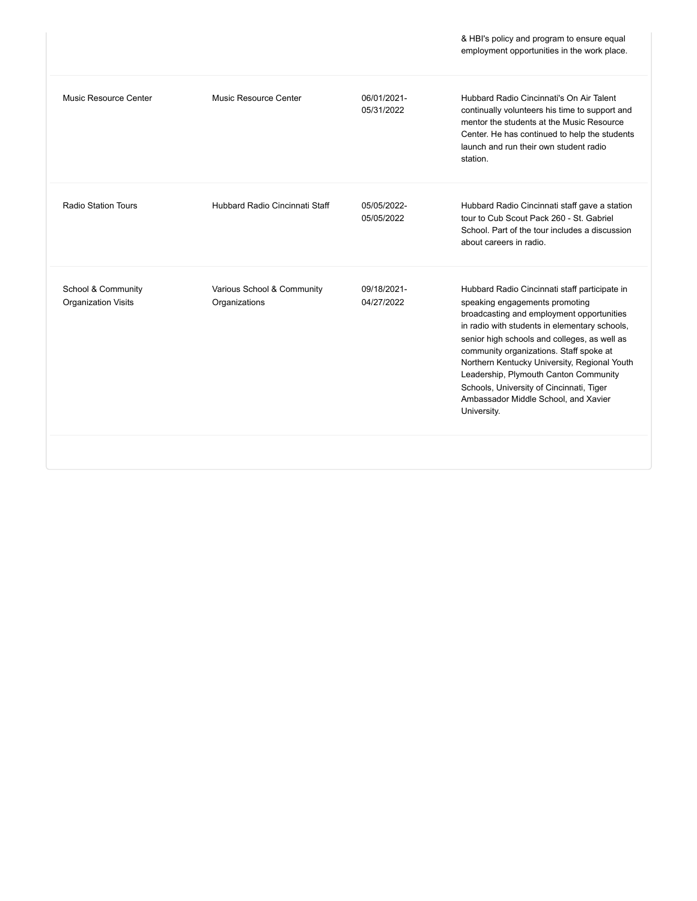| | | | |
|---|---|---|---|
| | | | & HBI's policy and program to ensure equal employment opportunities in the work place. |
| Music Resource Center | Music Resource Center | 06/01/2021-05/31/2022 | Hubbard Radio Cincinnati's On Air Talent continually volunteers his time to support and mentor the students at the Music Resource Center. He has continued to help the students launch and run their own student radio station. |
| Radio Station Tours | Hubbard Radio Cincinnati Staff | 05/05/2022-05/05/2022 | Hubbard Radio Cincinnati staff gave a station tour to Cub Scout Pack 260 - St. Gabriel School. Part of the tour includes a discussion about careers in radio. |
| School & Community Organization Visits | Various School & Community Organizations | 09/18/2021-04/27/2022 | Hubbard Radio Cincinnati staff participate in speaking engagements promoting broadcasting and employment opportunities in radio with students in elementary schools, senior high schools and colleges, as well as community organizations. Staff spoke at Northern Kentucky University, Regional Youth Leadership, Plymouth Canton Community Schools, University of Cincinnati, Tiger Ambassador Middle School, and Xavier University. |